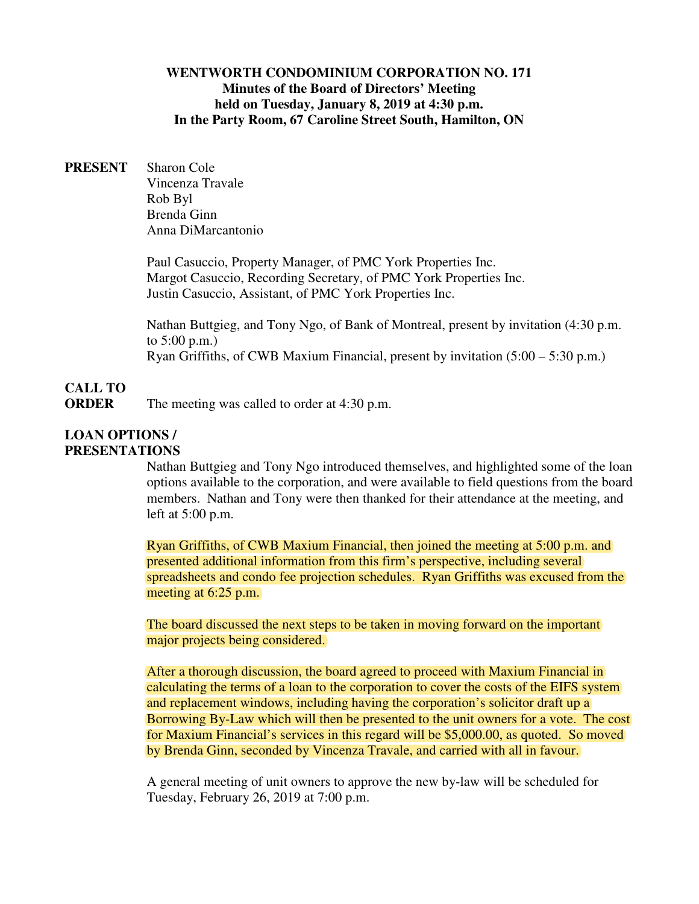**WENTWORTH CONDOMINIUM CORPORATION NO. 171**
**Minutes of the Board of Directors' Meeting**
**held on Tuesday, January 8, 2019 at 4:30 p.m.**
**In the Party Room, 67 Caroline Street South, Hamilton, ON**

**PRESENT**

Sharon Cole
Vincenza Travale
Rob Byl
Brenda Ginn
Anna DiMarcantonio

Paul Casuccio, Property Manager, of PMC York Properties Inc.
Margot Casuccio, Recording Secretary, of PMC York Properties Inc.
Justin Casuccio, Assistant, of PMC York Properties Inc.

Nathan Buttgieg, and Tony Ngo, of Bank of Montreal, present by invitation (4:30 p.m. to 5:00 p.m.)
Ryan Griffiths, of CWB Maxium Financial, present by invitation (5:00 – 5:30 p.m.)

**CALL TO ORDER**

The meeting was called to order at 4:30 p.m.

**LOAN OPTIONS / PRESENTATIONS**

Nathan Buttgieg and Tony Ngo introduced themselves, and highlighted some of the loan options available to the corporation, and were available to field questions from the board members. Nathan and Tony were then thanked for their attendance at the meeting, and left at 5:00 p.m.

Ryan Griffiths, of CWB Maxium Financial, then joined the meeting at 5:00 p.m. and presented additional information from this firm's perspective, including several spreadsheets and condo fee projection schedules. Ryan Griffiths was excused from the meeting at 6:25 p.m.

The board discussed the next steps to be taken in moving forward on the important major projects being considered.

After a thorough discussion, the board agreed to proceed with Maxium Financial in calculating the terms of a loan to the corporation to cover the costs of the EIFS system and replacement windows, including having the corporation's solicitor draft up a Borrowing By-Law which will then be presented to the unit owners for a vote. The cost for Maxium Financial's services in this regard will be $5,000.00, as quoted. So moved by Brenda Ginn, seconded by Vincenza Travale, and carried with all in favour.

A general meeting of unit owners to approve the new by-law will be scheduled for Tuesday, February 26, 2019 at 7:00 p.m.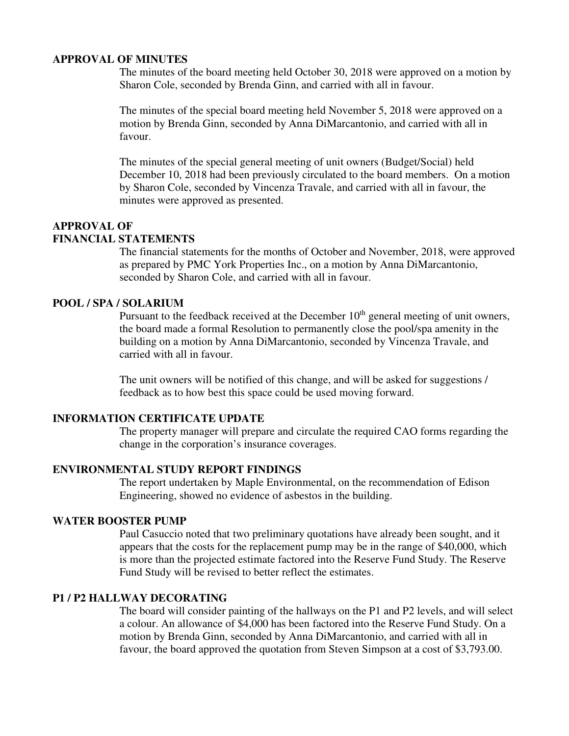**APPROVAL OF MINUTES**

The minutes of the board meeting held October 30, 2018 were approved on a motion by Sharon Cole, seconded by Brenda Ginn, and carried with all in favour.

The minutes of the special board meeting held November 5, 2018 were approved on a motion by Brenda Ginn, seconded by Anna DiMarcantonio, and carried with all in favour.

The minutes of the special general meeting of unit owners (Budget/Social) held December 10, 2018 had been previously circulated to the board members. On a motion by Sharon Cole, seconded by Vincenza Travale, and carried with all in favour, the minutes were approved as presented.

**APPROVAL OF FINANCIAL STATEMENTS**

The financial statements for the months of October and November, 2018, were approved as prepared by PMC York Properties Inc., on a motion by Anna DiMarcantonio, seconded by Sharon Cole, and carried with all in favour.

**POOL / SPA / SOLARIUM**

Pursuant to the feedback received at the December 10th general meeting of unit owners, the board made a formal Resolution to permanently close the pool/spa amenity in the building on a motion by Anna DiMarcantonio, seconded by Vincenza Travale, and carried with all in favour.

The unit owners will be notified of this change, and will be asked for suggestions / feedback as to how best this space could be used moving forward.

**INFORMATION CERTIFICATE UPDATE**

The property manager will prepare and circulate the required CAO forms regarding the change in the corporation's insurance coverages.

**ENVIRONMENTAL STUDY REPORT FINDINGS**

The report undertaken by Maple Environmental, on the recommendation of Edison Engineering, showed no evidence of asbestos in the building.

**WATER BOOSTER PUMP**

Paul Casuccio noted that two preliminary quotations have already been sought, and it appears that the costs for the replacement pump may be in the range of $40,000, which is more than the projected estimate factored into the Reserve Fund Study. The Reserve Fund Study will be revised to better reflect the estimates.

**P1 / P2 HALLWAY DECORATING**

The board will consider painting of the hallways on the P1 and P2 levels, and will select a colour. An allowance of $4,000 has been factored into the Reserve Fund Study. On a motion by Brenda Ginn, seconded by Anna DiMarcantonio, and carried with all in favour, the board approved the quotation from Steven Simpson at a cost of $3,793.00.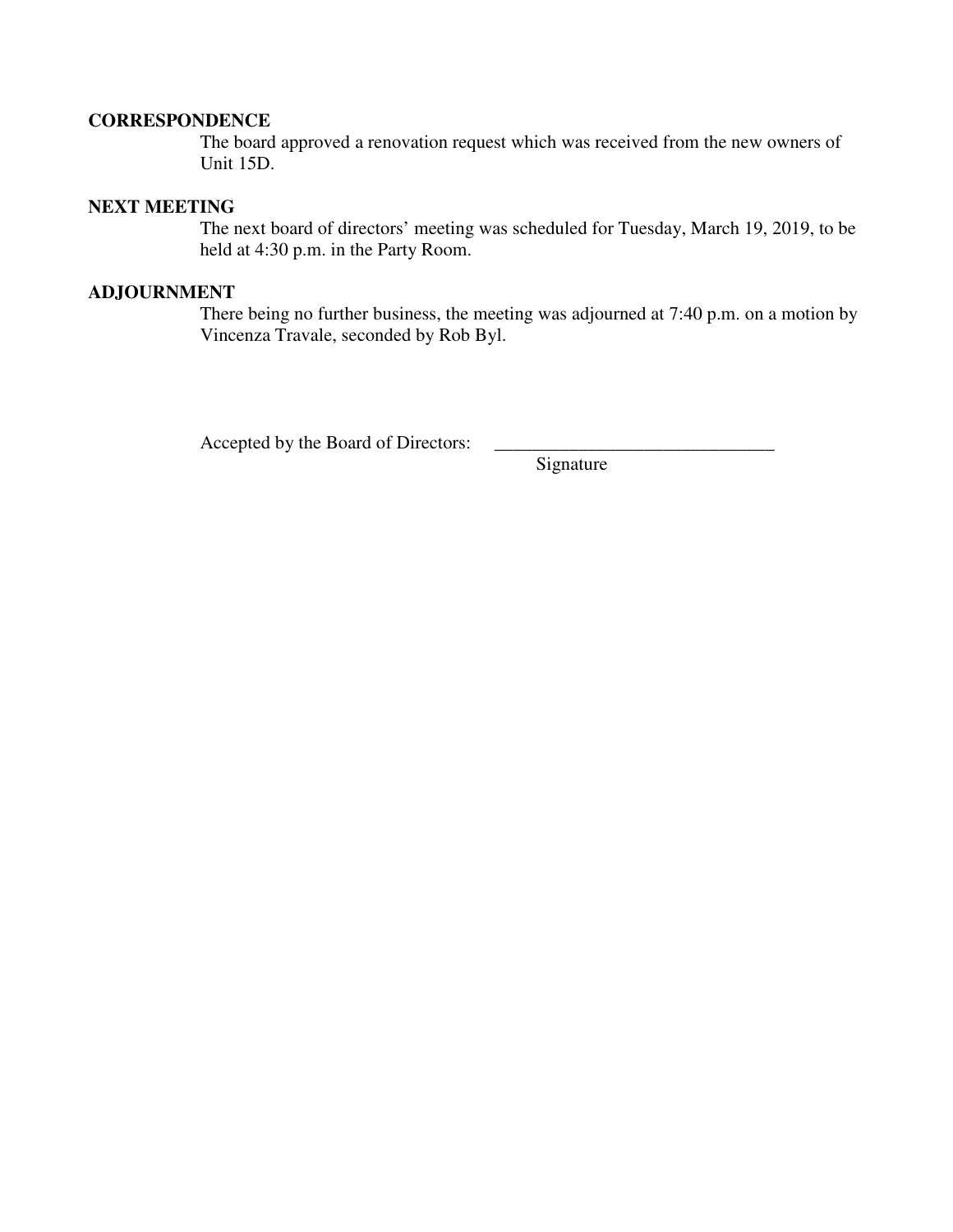**CORRESPONDENCE**

The board approved a renovation request which was received from the new owners of Unit 15D.

**NEXT MEETING**

The next board of directors' meeting was scheduled for Tuesday, March 19, 2019, to be held at 4:30 p.m. in the Party Room.

**ADJOURNMENT**

There being no further business, the meeting was adjourned at 7:40 p.m. on a motion by Vincenza Travale, seconded by Rob Byl.

Accepted by the Board of Directors: ______________________________

Signature